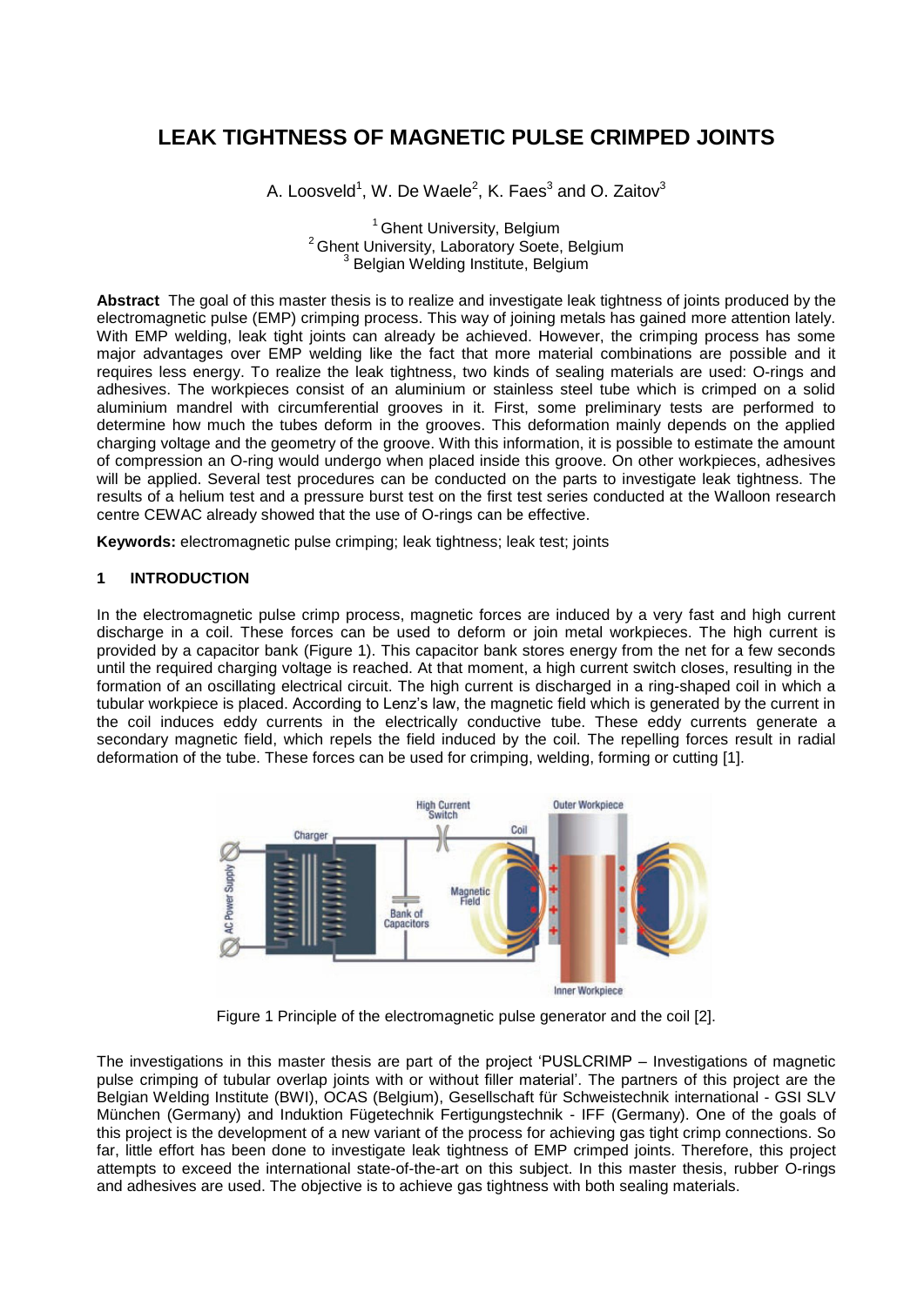# LEAK TIGHTNESS OF MAGNETIC PULSE CRIMPED JOINTS

A. Loosveld[1], W. De Waele[2], K. Faes[3] and O. Zaitov[3]

[1] Ghent University, Belgium
[2] Ghent University, Laboratory Soete, Belgium
[3] Belgian Welding Institute, Belgium

**Abstract** The goal of this master thesis is to realize and investigate leak tightness of joints produced by the electromagnetic pulse (EMP) crimping process. This way of joining metals has gained more attention lately. With EMP welding, leak tight joints can already be achieved. However, the crimping process has some major advantages over EMP welding like the fact that more material combinations are possible and it requires less energy. To realize the leak tightness, two kinds of sealing materials are used: O-rings and adhesives. The workpieces consist of an aluminium or stainless steel tube which is crimped on a solid aluminium mandrel with circumferential grooves in it. First, some preliminary tests are performed to determine how much the tubes deform in the grooves. This deformation mainly depends on the applied charging voltage and the geometry of the groove. With this information, it is possible to estimate the amount of compression an O-ring would undergo when placed inside this groove. On other workpieces, adhesives will be applied. Several test procedures can be conducted on the parts to investigate leak tightness. The results of a helium test and a pressure burst test on the first test series conducted at the Walloon research centre CEWAC already showed that the use of O-rings can be effective.

**Keywords:** electromagnetic pulse crimping; leak tightness; leak test; joints

## 1 INTRODUCTION

In the electromagnetic pulse crimp process, magnetic forces are induced by a very fast and high current discharge in a coil. These forces can be used to deform or join metal workpieces. The high current is provided by a capacitor bank (Figure 1). This capacitor bank stores energy from the net for a few seconds until the required charging voltage is reached. At that moment, a high current switch closes, resulting in the formation of an oscillating electrical circuit. The high current is discharged in a ring-shaped coil in which a tubular workpiece is placed. According to Lenz's law, the magnetic field which is generated by the current in the coil induces eddy currents in the electrically conductive tube. These eddy currents generate a secondary magnetic field, which repels the field induced by the coil. The repelling forces result in radial deformation of the tube. These forces can be used for crimping, welding, forming or cutting [1].

Figure 1 Principle of the electromagnetic pulse generator and the coil [2].

The investigations in this master thesis are part of the project 'PUSLCRIMP – Investigations of magnetic pulse crimping of tubular overlap joints with or without filler material'. The partners of this project are the Belgian Welding Institute (BWI), OCAS (Belgium), Gesellschaft für Schweistechnik international - GSI SLV München (Germany) and Induktion Fügetechnik Fertigungstechnik - IFF (Germany). One of the goals of this project is the development of a new variant of the process for achieving gas tight crimp connections. So far, little effort has been done to investigate leak tightness of EMP crimped joints. Therefore, this project attempts to exceed the international state-of-the-art on this subject. In this master thesis, rubber O-rings and adhesives are used. The objective is to achieve gas tightness with both sealing materials.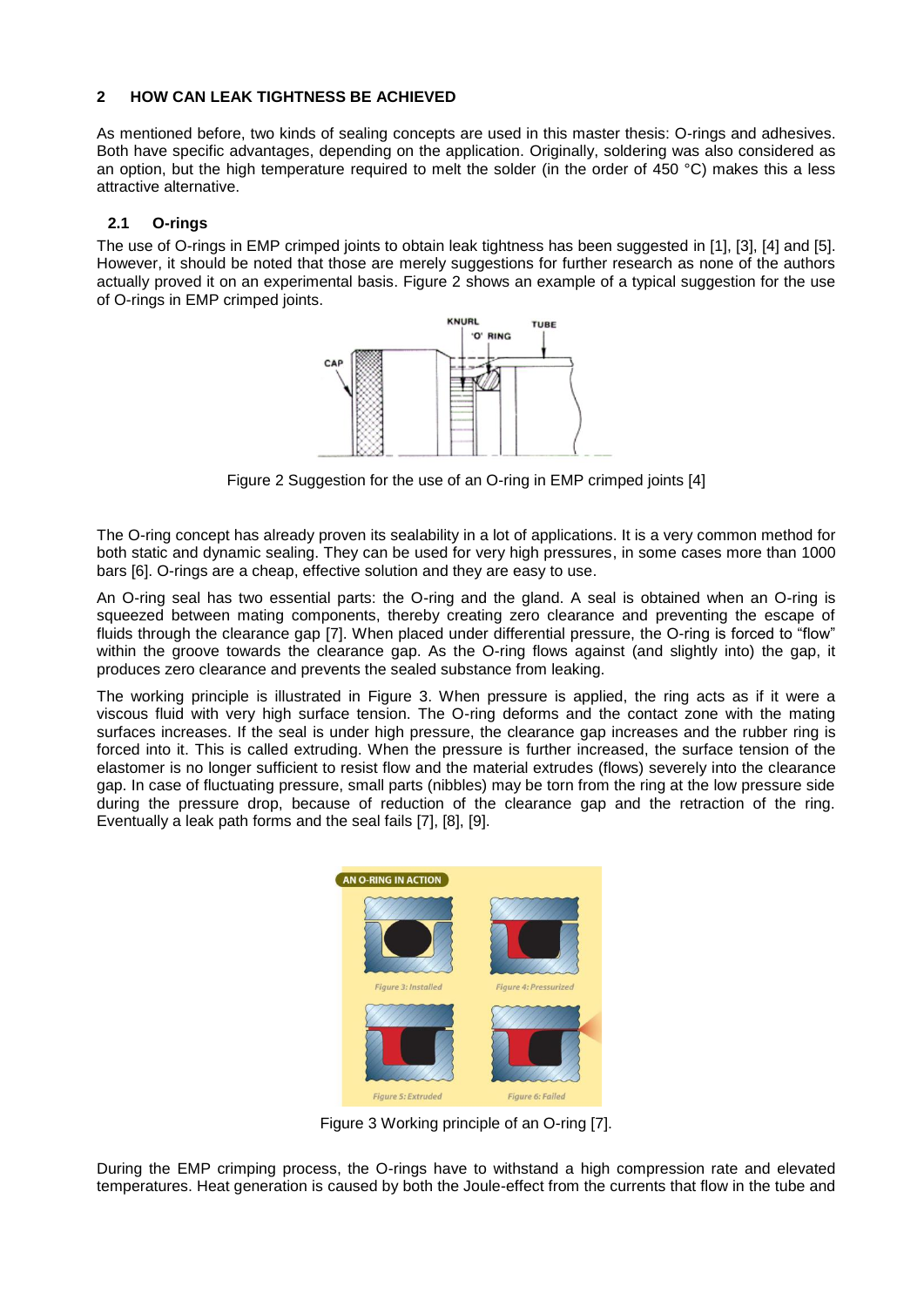## 2 HOW CAN LEAK TIGHTNESS BE ACHIEVED

As mentioned before, two kinds of sealing concepts are used in this master thesis: O-rings and adhesives. Both have specific advantages, depending on the application. Originally, soldering was also considered as an option, but the high temperature required to melt the solder (in the order of 450 °C) makes this a less attractive alternative.

### 2.1 O-rings

The use of O-rings in EMP crimped joints to obtain leak tightness has been suggested in [1], [3], [4] and [5]. However, it should be noted that those are merely suggestions for further research as none of the authors actually proved it on an experimental basis. Figure 2 shows an example of a typical suggestion for the use of O-rings in EMP crimped joints.

Figure 2 Suggestion for the use of an O-ring in EMP crimped joints [4]

The O-ring concept has already proven its sealability in a lot of applications. It is a very common method for both static and dynamic sealing. They can be used for very high pressures, in some cases more than 1000 bars [6]. O-rings are a cheap, effective solution and they are easy to use.

An O-ring seal has two essential parts: the O-ring and the gland. A seal is obtained when an O-ring is squeezed between mating components, thereby creating zero clearance and preventing the escape of fluids through the clearance gap [7]. When placed under differential pressure, the O-ring is forced to "flow" within the groove towards the clearance gap. As the O-ring flows against (and slightly into) the gap, it produces zero clearance and prevents the sealed substance from leaking.

The working principle is illustrated in Figure 3. When pressure is applied, the ring acts as if it were a viscous fluid with very high surface tension. The O-ring deforms and the contact zone with the mating surfaces increases. If the seal is under high pressure, the clearance gap increases and the rubber ring is forced into it. This is called extruding. When the pressure is further increased, the surface tension of the elastomer is no longer sufficient to resist flow and the material extrudes (flows) severely into the clearance gap. In case of fluctuating pressure, small parts (nibbles) may be torn from the ring at the low pressure side during the pressure drop, because of reduction of the clearance gap and the retraction of the ring. Eventually a leak path forms and the seal fails [7], [8], [9].

Figure 3 Working principle of an O-ring [7].

During the EMP crimping process, the O-rings have to withstand a high compression rate and elevated temperatures. Heat generation is caused by both the Joule-effect from the currents that flow in the tube and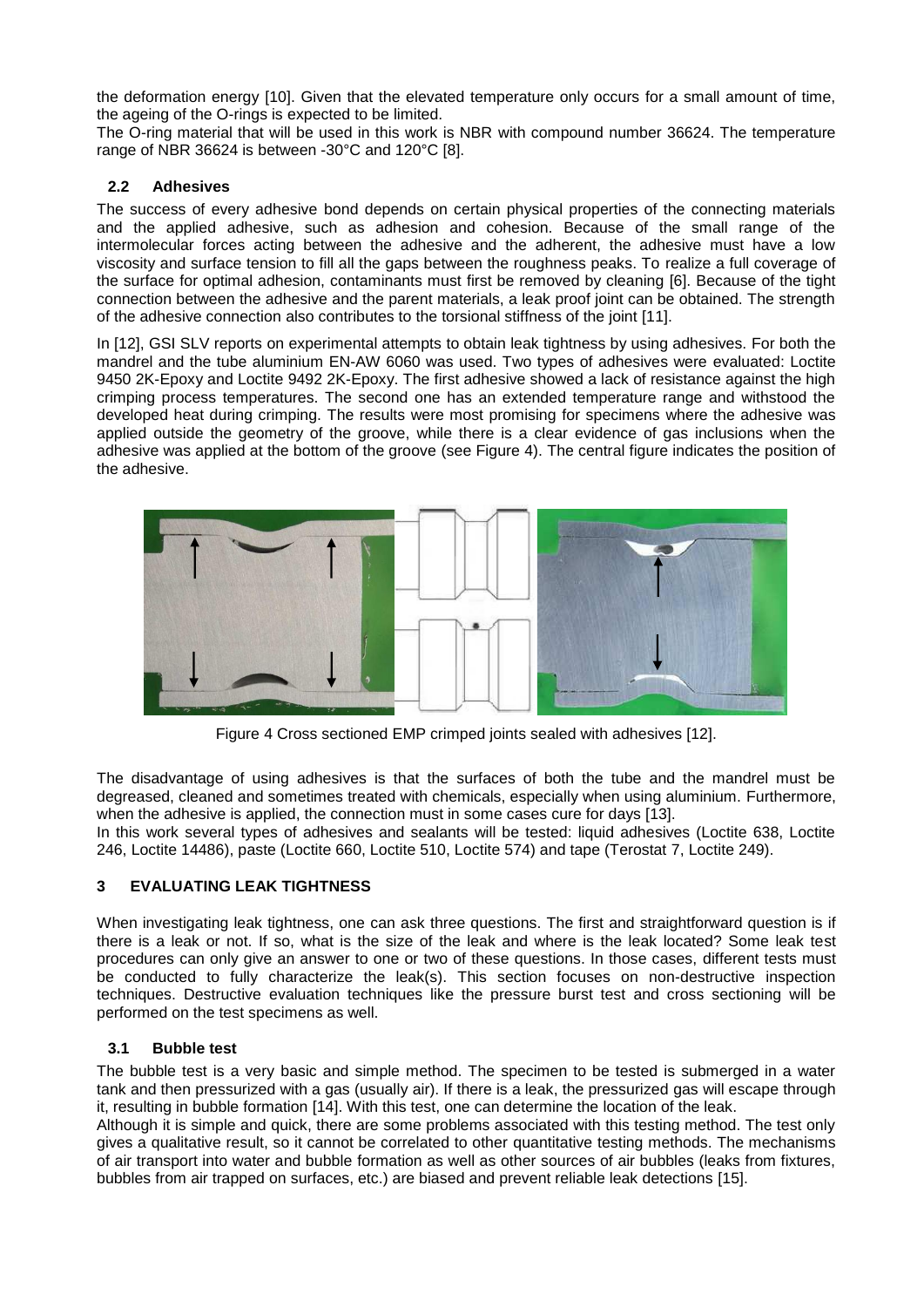the deformation energy [10]. Given that the elevated temperature only occurs for a small amount of time, the ageing of the O-rings is expected to be limited.

The O-ring material that will be used in this work is NBR with compound number 36624. The temperature range of NBR 36624 is between -30°C and 120°C [8].

### 2.2 Adhesives

The success of every adhesive bond depends on certain physical properties of the connecting materials and the applied adhesive, such as adhesion and cohesion. Because of the small range of the intermolecular forces acting between the adhesive and the adherent, the adhesive must have a low viscosity and surface tension to fill all the gaps between the roughness peaks. To realize a full coverage of the surface for optimal adhesion, contaminants must first be removed by cleaning [6]. Because of the tight connection between the adhesive and the parent materials, a leak proof joint can be obtained. The strength of the adhesive connection also contributes to the torsional stiffness of the joint [11].

In [12], GSI SLV reports on experimental attempts to obtain leak tightness by using adhesives. For both the mandrel and the tube aluminium EN-AW 6060 was used. Two types of adhesives were evaluated: Loctite 9450 2K-Epoxy and Loctite 9492 2K-Epoxy. The first adhesive showed a lack of resistance against the high crimping process temperatures. The second one has an extended temperature range and withstood the developed heat during crimping. The results were most promising for specimens where the adhesive was applied outside the geometry of the groove, while there is a clear evidence of gas inclusions when the adhesive was applied at the bottom of the groove (see Figure 4). The central figure indicates the position of the adhesive.

Figure 4 Cross sectioned EMP crimped joints sealed with adhesives [12].

The disadvantage of using adhesives is that the surfaces of both the tube and the mandrel must be degreased, cleaned and sometimes treated with chemicals, especially when using aluminium. Furthermore, when the adhesive is applied, the connection must in some cases cure for days [13].

In this work several types of adhesives and sealants will be tested: liquid adhesives (Loctite 638, Loctite 246, Loctite 14486), paste (Loctite 660, Loctite 510, Loctite 574) and tape (Terostat 7, Loctite 249).

## 3 EVALUATING LEAK TIGHTNESS

When investigating leak tightness, one can ask three questions. The first and straightforward question is if there is a leak or not. If so, what is the size of the leak and where is the leak located? Some leak test procedures can only give an answer to one or two of these questions. In those cases, different tests must be conducted to fully characterize the leak(s). This section focuses on non-destructive inspection techniques. Destructive evaluation techniques like the pressure burst test and cross sectioning will be performed on the test specimens as well.

### 3.1 Bubble test

The bubble test is a very basic and simple method. The specimen to be tested is submerged in a water tank and then pressurized with a gas (usually air). If there is a leak, the pressurized gas will escape through it, resulting in bubble formation [14]. With this test, one can determine the location of the leak.

Although it is simple and quick, there are some problems associated with this testing method. The test only gives a qualitative result, so it cannot be correlated to other quantitative testing methods. The mechanisms of air transport into water and bubble formation as well as other sources of air bubbles (leaks from fixtures, bubbles from air trapped on surfaces, etc.) are biased and prevent reliable leak detections [15].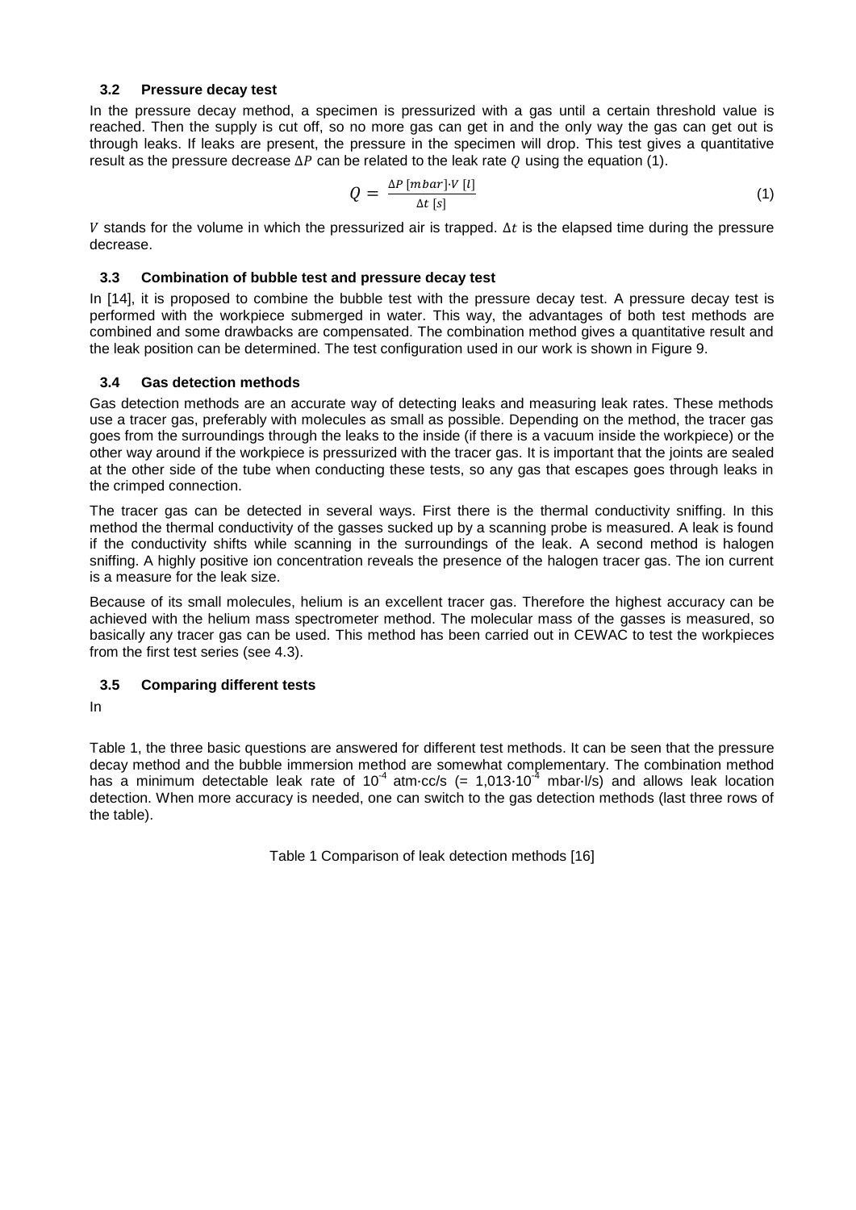### 3.2 Pressure decay test

In the pressure decay method, a specimen is pressurized with a gas until a certain threshold value is reached. Then the supply is cut off, so no more gas can get in and the only way the gas can get out is through leaks. If leaks are present, the pressure in the specimen will drop. This test gives a quantitative result as the pressure decrease $\Delta P$ can be related to the leak rate $Q$ using the equation (1).

$$Q = \frac{\Delta P\ [mbar] \cdot V\ [l]}{\Delta t\ [s]} \tag{1}$$

$V$ stands for the volume in which the pressurized air is trapped. $\Delta t$ is the elapsed time during the pressure decrease.

### 3.3 Combination of bubble test and pressure decay test

In [14], it is proposed to combine the bubble test with the pressure decay test. A pressure decay test is performed with the workpiece submerged in water. This way, the advantages of both test methods are combined and some drawbacks are compensated. The combination method gives a quantitative result and the leak position can be determined. The test configuration used in our work is shown in Figure 9.

### 3.4 Gas detection methods

Gas detection methods are an accurate way of detecting leaks and measuring leak rates. These methods use a tracer gas, preferably with molecules as small as possible. Depending on the method, the tracer gas goes from the surroundings through the leaks to the inside (if there is a vacuum inside the workpiece) or the other way around if the workpiece is pressurized with the tracer gas. It is important that the joints are sealed at the other side of the tube when conducting these tests, so any gas that escapes goes through leaks in the crimped connection.

The tracer gas can be detected in several ways. First there is the thermal conductivity sniffing. In this method the thermal conductivity of the gasses sucked up by a scanning probe is measured. A leak is found if the conductivity shifts while scanning in the surroundings of the leak. A second method is halogen sniffing. A highly positive ion concentration reveals the presence of the halogen tracer gas. The ion current is a measure for the leak size.

Because of its small molecules, helium is an excellent tracer gas. Therefore the highest accuracy can be achieved with the helium mass spectrometer method. The molecular mass of the gasses is measured, so basically any tracer gas can be used. This method has been carried out in CEWAC to test the workpieces from the first test series (see 4.3).

### 3.5 Comparing different tests

In

Table 1, the three basic questions are answered for different test methods. It can be seen that the pressure decay method and the bubble immersion method are somewhat complementary. The combination method has a minimum detectable leak rate of $10^{-4}$ atm·cc/s (= $1{,}013 \cdot 10^{-4}$ mbar·l/s) and allows leak location detection. When more accuracy is needed, one can switch to the gas detection methods (last three rows of the table).

Table 1 Comparison of leak detection methods [16]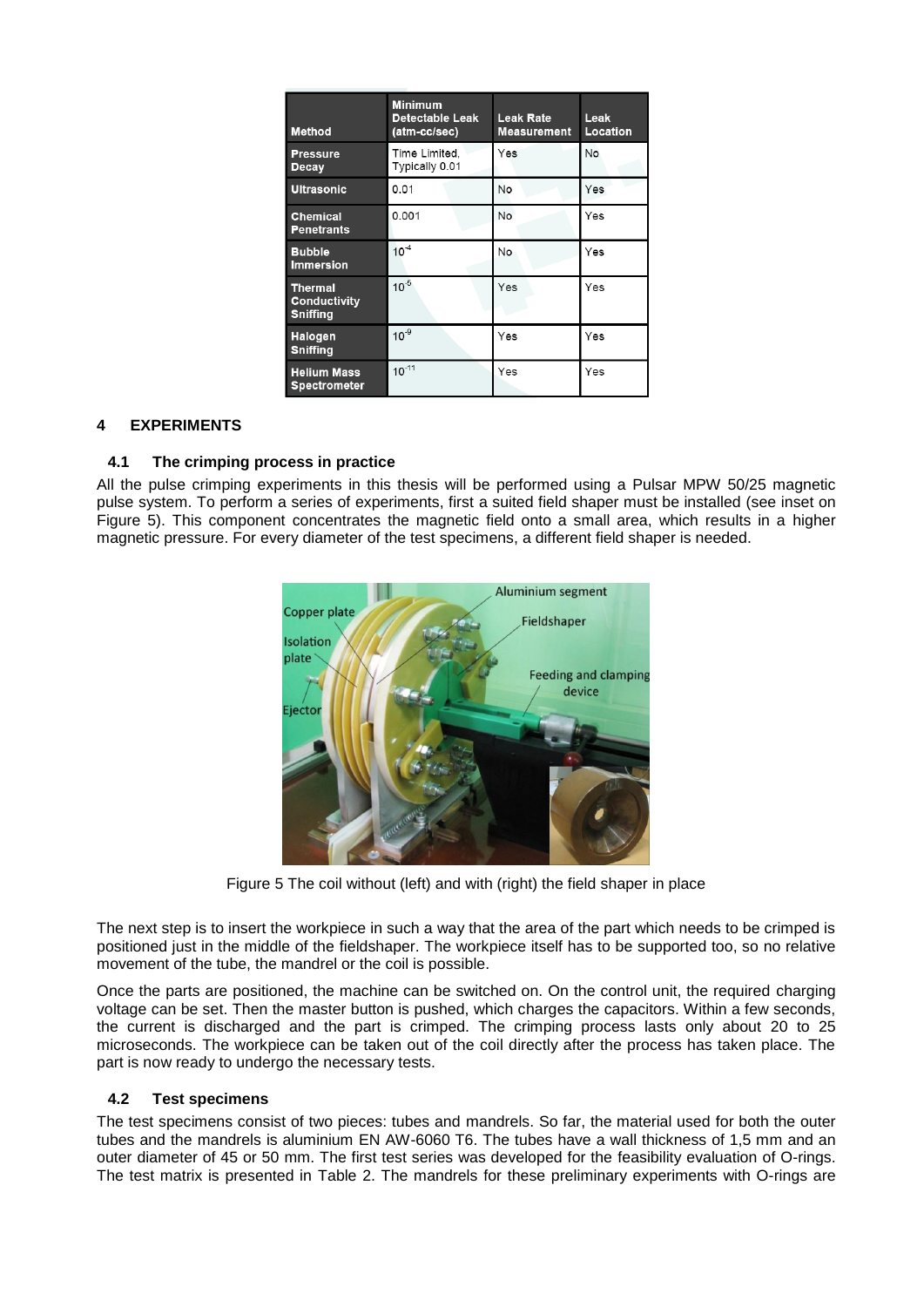| Method | Minimum Detectable Leak (atm-cc/sec) | Leak Rate Measurement | Leak Location |
|---|---|---|---|
| Pressure Decay | Time Limited, Typically 0.01 | Yes | No |
| Ultrasonic | 0.01 | No | Yes |
| Chemical Penetrants | 0.001 | No | Yes |
| Bubble Immersion | $10^{-4}$ | No | Yes |
| Thermal Conductivity Sniffing | $10^{-5}$ | Yes | Yes |
| Halogen Sniffing | $10^{-9}$ | Yes | Yes |
| Helium Mass Spectrometer | $10^{-11}$ | Yes | Yes |

# 4 EXPERIMENTS

## 4.1 The crimping process in practice

All the pulse crimping experiments in this thesis will be performed using a Pulsar MPW 50/25 magnetic pulse system. To perform a series of experiments, first a suited field shaper must be installed (see inset on Figure 5). This component concentrates the magnetic field onto a small area, which results in a higher magnetic pressure. For every diameter of the test specimens, a different field shaper is needed.

Figure 5 The coil without (left) and with (right) the field shaper in place

The next step is to insert the workpiece in such a way that the area of the part which needs to be crimped is positioned just in the middle of the fieldshaper. The workpiece itself has to be supported too, so no relative movement of the tube, the mandrel or the coil is possible.

Once the parts are positioned, the machine can be switched on. On the control unit, the required charging voltage can be set. Then the master button is pushed, which charges the capacitors. Within a few seconds, the current is discharged and the part is crimped. The crimping process lasts only about 20 to 25 microseconds. The workpiece can be taken out of the coil directly after the process has taken place. The part is now ready to undergo the necessary tests.

## 4.2 Test specimens

The test specimens consist of two pieces: tubes and mandrels. So far, the material used for both the outer tubes and the mandrels is aluminium EN AW-6060 T6. The tubes have a wall thickness of 1,5 mm and an outer diameter of 45 or 50 mm. The first test series was developed for the feasibility evaluation of O-rings. The test matrix is presented in Table 2. The mandrels for these preliminary experiments with O-rings are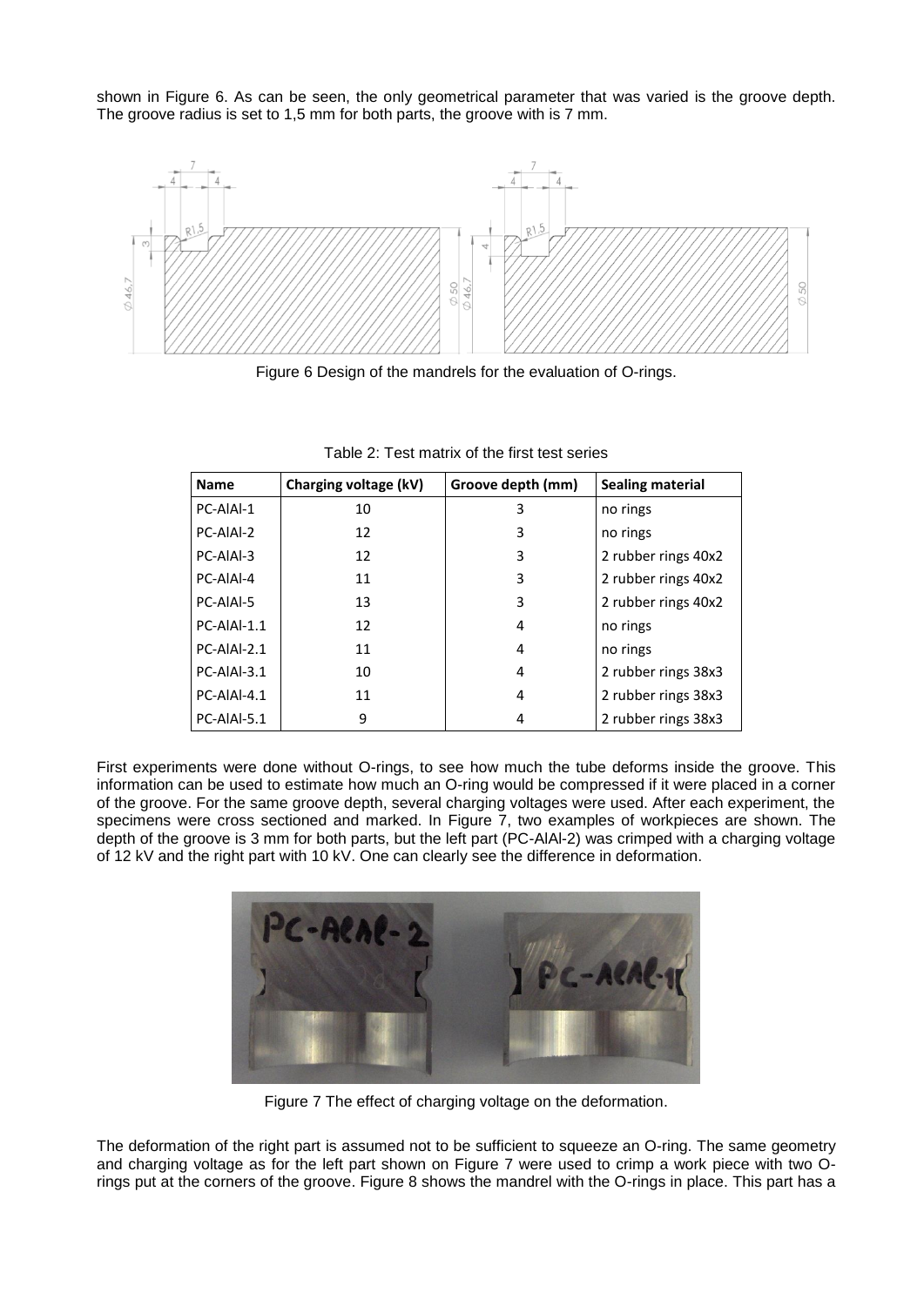shown in Figure 6. As can be seen, the only geometrical parameter that was varied is the groove depth. The groove radius is set to 1,5 mm for both parts, the groove with is 7 mm.

Figure 6 Design of the mandrels for the evaluation of O-rings.

Table 2: Test matrix of the first test series

| Name | Charging voltage (kV) | Groove depth (mm) | Sealing material |
|---|---|---|---|
| PC-AlAl-1 | 10 | 3 | no rings |
| PC-AlAl-2 | 12 | 3 | no rings |
| PC-AlAl-3 | 12 | 3 | 2 rubber rings 40x2 |
| PC-AlAl-4 | 11 | 3 | 2 rubber rings 40x2 |
| PC-AlAl-5 | 13 | 3 | 2 rubber rings 40x2 |
| PC-AlAl-1.1 | 12 | 4 | no rings |
| PC-AlAl-2.1 | 11 | 4 | no rings |
| PC-AlAl-3.1 | 10 | 4 | 2 rubber rings 38x3 |
| PC-AlAl-4.1 | 11 | 4 | 2 rubber rings 38x3 |
| PC-AlAl-5.1 | 9 | 4 | 2 rubber rings 38x3 |

First experiments were done without O-rings, to see how much the tube deforms inside the groove. This information can be used to estimate how much an O-ring would be compressed if it were placed in a corner of the groove. For the same groove depth, several charging voltages were used. After each experiment, the specimens were cross sectioned and marked. In Figure 7, two examples of workpieces are shown. The depth of the groove is 3 mm for both parts, but the left part (PC-AlAl-2) was crimped with a charging voltage of 12 kV and the right part with 10 kV. One can clearly see the difference in deformation.

Figure 7 The effect of charging voltage on the deformation.

The deformation of the right part is assumed not to be sufficient to squeeze an O-ring. The same geometry and charging voltage as for the left part shown on Figure 7 were used to crimp a work piece with two O-rings put at the corners of the groove. Figure 8 shows the mandrel with the O-rings in place. This part has a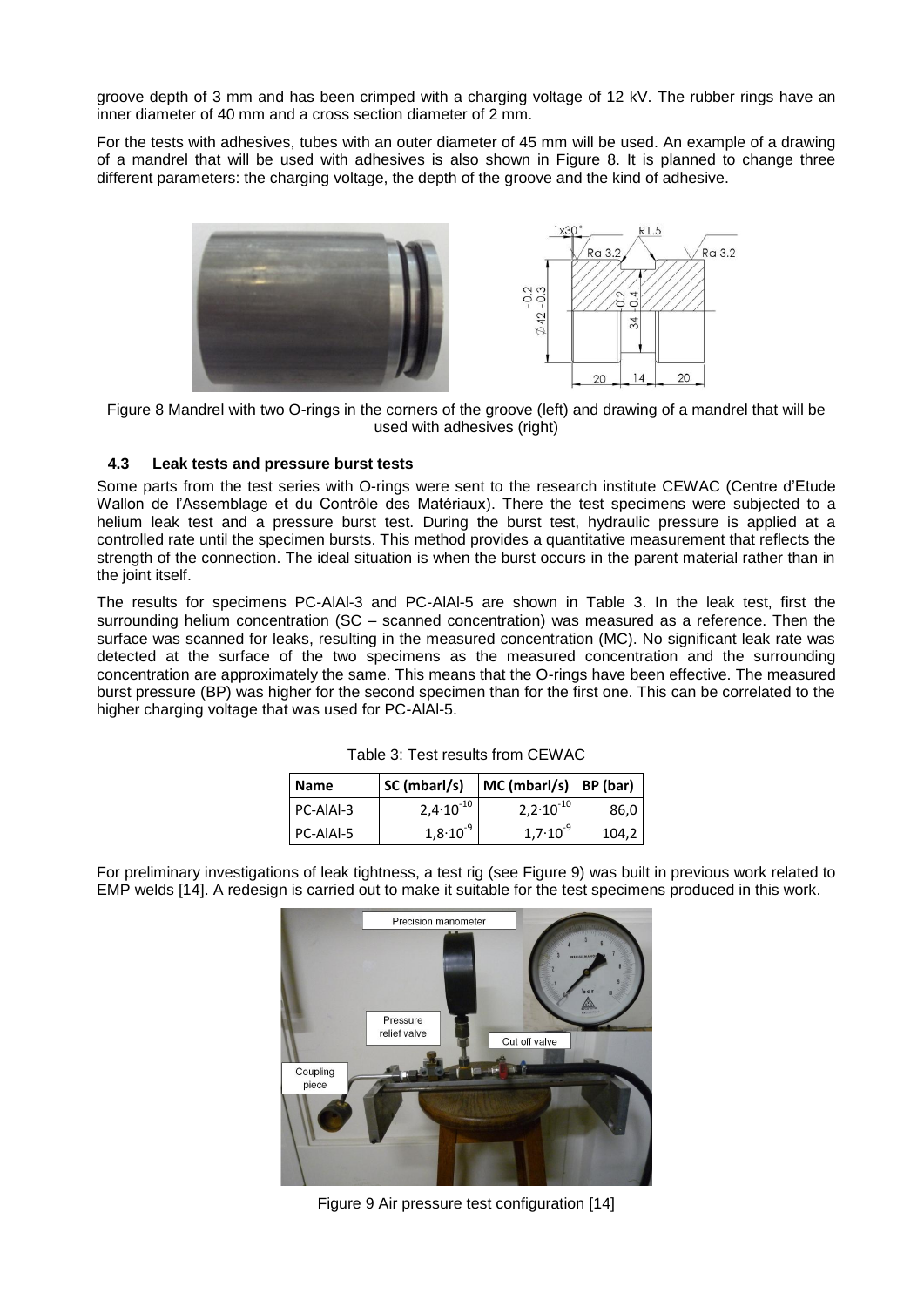groove depth of 3 mm and has been crimped with a charging voltage of 12 kV. The rubber rings have an inner diameter of 40 mm and a cross section diameter of 2 mm.

For the tests with adhesives, tubes with an outer diameter of 45 mm will be used. An example of a drawing of a mandrel that will be used with adhesives is also shown in Figure 8. It is planned to change three different parameters: the charging voltage, the depth of the groove and the kind of adhesive.

Figure 8 Mandrel with two O-rings in the corners of the groove (left) and drawing of a mandrel that will be used with adhesives (right)

### 4.3 Leak tests and pressure burst tests

Some parts from the test series with O-rings were sent to the research institute CEWAC (Centre d'Etude Wallon de l'Assemblage et du Contrôle des Matériaux). There the test specimens were subjected to a helium leak test and a pressure burst test. During the burst test, hydraulic pressure is applied at a controlled rate until the specimen bursts. This method provides a quantitative measurement that reflects the strength of the connection. The ideal situation is when the burst occurs in the parent material rather than in the joint itself.

The results for specimens PC-AlAl-3 and PC-AlAl-5 are shown in Table 3. In the leak test, first the surrounding helium concentration (SC – scanned concentration) was measured as a reference. Then the surface was scanned for leaks, resulting in the measured concentration (MC). No significant leak rate was detected at the surface of the two specimens as the measured concentration and the surrounding concentration are approximately the same. This means that the O-rings have been effective. The measured burst pressure (BP) was higher for the second specimen than for the first one. This can be correlated to the higher charging voltage that was used for PC-AlAl-5.

Table 3: Test results from CEWAC

| Name | SC (mbarl/s) | MC (mbarl/s) | BP (bar) |
|---|---|---|---|
| PC-AlAl-3 | $2{,}4 \cdot 10^{-10}$ | $2{,}2 \cdot 10^{-10}$ | 86,0 |
| PC-AlAl-5 | $1{,}8 \cdot 10^{-9}$ | $1{,}7 \cdot 10^{-9}$ | 104,2 |

For preliminary investigations of leak tightness, a test rig (see Figure 9) was built in previous work related to EMP welds [14]. A redesign is carried out to make it suitable for the test specimens produced in this work.

Figure 9 Air pressure test configuration [14]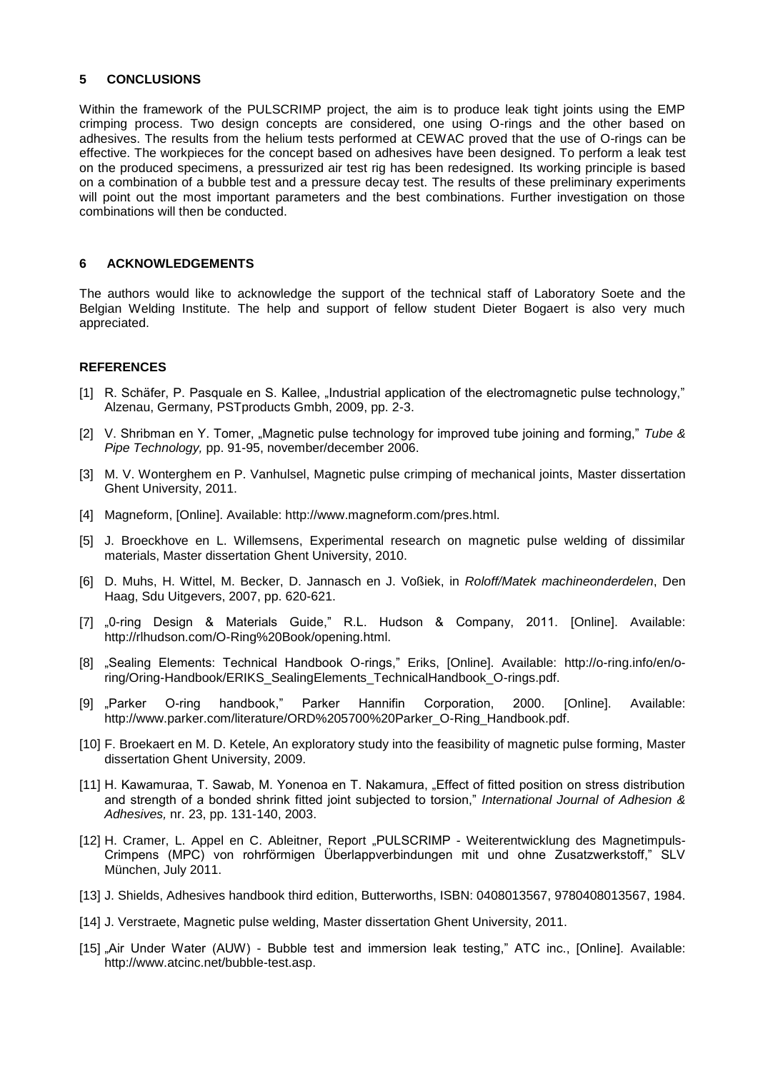## 5 CONCLUSIONS

Within the framework of the PULSCRIMP project, the aim is to produce leak tight joints using the EMP crimping process. Two design concepts are considered, one using O-rings and the other based on adhesives. The results from the helium tests performed at CEWAC proved that the use of O-rings can be effective. The workpieces for the concept based on adhesives have been designed. To perform a leak test on the produced specimens, a pressurized air test rig has been redesigned. Its working principle is based on a combination of a bubble test and a pressure decay test. The results of these preliminary experiments will point out the most important parameters and the best combinations. Further investigation on those combinations will then be conducted.

## 6 ACKNOWLEDGEMENTS

The authors would like to acknowledge the support of the technical staff of Laboratory Soete and the Belgian Welding Institute. The help and support of fellow student Dieter Bogaert is also very much appreciated.

## REFERENCES

[1] R. Schäfer, P. Pasquale en S. Kallee, „Industrial application of the electromagnetic pulse technology," Alzenau, Germany, PSTproducts Gmbh, 2009, pp. 2-3.

[2] V. Shribman en Y. Tomer, „Magnetic pulse technology for improved tube joining and forming," *Tube & Pipe Technology,* pp. 91-95, november/december 2006.

[3] M. V. Wonterghem en P. Vanhulsel, Magnetic pulse crimping of mechanical joints, Master dissertation Ghent University, 2011.

[4] Magneform, [Online]. Available: http://www.magneform.com/pres.html.

[5] J. Broeckhove en L. Willemsens, Experimental research on magnetic pulse welding of dissimilar materials, Master dissertation Ghent University, 2010.

[6] D. Muhs, H. Wittel, M. Becker, D. Jannasch en J. Voßiek, in *Roloff/Matek machineonderdelen*, Den Haag, Sdu Uitgevers, 2007, pp. 620-621.

[7] „0-ring Design & Materials Guide," R.L. Hudson & Company, 2011. [Online]. Available: http://rlhudson.com/O-Ring%20Book/opening.html.

[8] „Sealing Elements: Technical Handbook O-rings," Eriks, [Online]. Available: http://o-ring.info/en/o-ring/Oring-Handbook/ERIKS_SealingElements_TechnicalHandbook_O-rings.pdf.

[9] „Parker O-ring handbook," Parker Hannifin Corporation, 2000. [Online]. Available: http://www.parker.com/literature/ORD%205700%20Parker_O-Ring_Handbook.pdf.

[10] F. Broekaert en M. D. Ketele, An exploratory study into the feasibility of magnetic pulse forming, Master dissertation Ghent University, 2009.

[11] H. Kawamuraa, T. Sawab, M. Yonenoa en T. Nakamura, „Effect of fitted position on stress distribution and strength of a bonded shrink fitted joint subjected to torsion," *International Journal of Adhesion & Adhesives,* nr. 23, pp. 131-140, 2003.

[12] H. Cramer, L. Appel en C. Ableitner, Report „PULSCRIMP - Weiterentwicklung des Magnetimpuls-Crimpens (MPC) von rohrförmigen Überlappverbindungen mit und ohne Zusatzwerkstoff," SLV München, July 2011.

[13] J. Shields, Adhesives handbook third edition, Butterworths, ISBN: 0408013567, 9780408013567, 1984.

[14] J. Verstraete, Magnetic pulse welding, Master dissertation Ghent University, 2011.

[15] „Air Under Water (AUW) - Bubble test and immersion leak testing," ATC inc., [Online]. Available: http://www.atcinc.net/bubble-test.asp.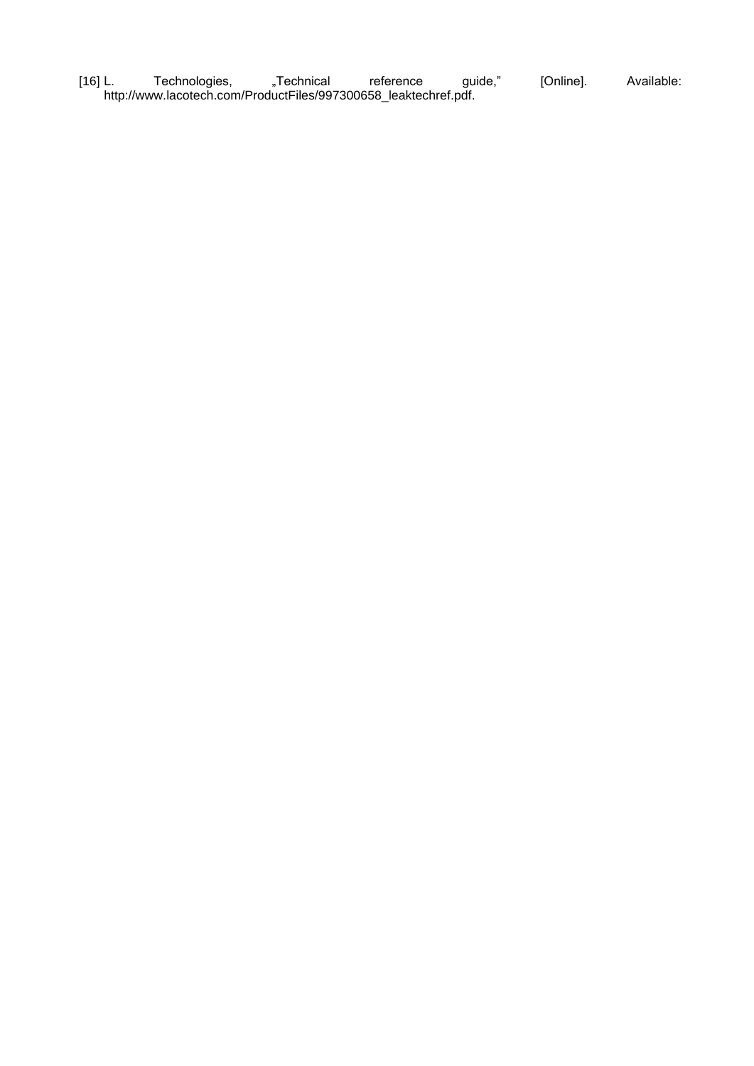[16] L. Technologies, „Technical reference guide," [Online]. Available: http://www.lacotech.com/ProductFiles/997300658_leaktechref.pdf.